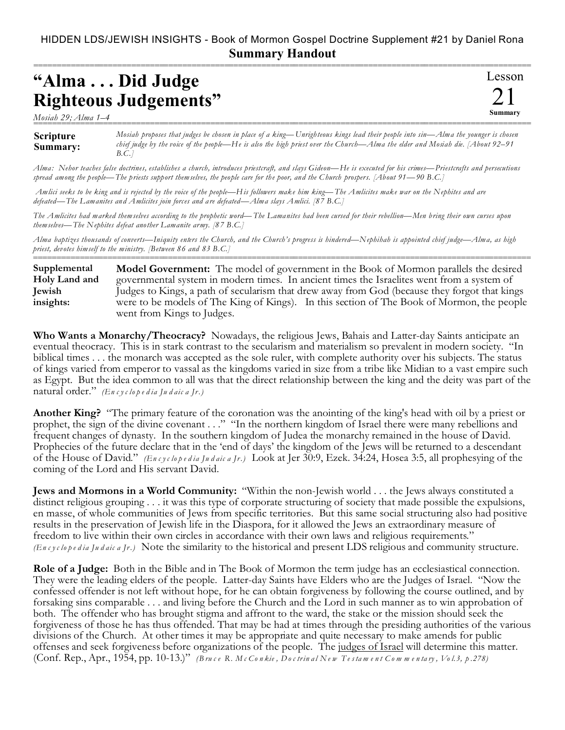HIDDEN LDS/JEWISH INSIGHTS - Book of Mormon Gospel Doctrine Supplement #21 by Daniel Rona

**Summary Handout**

# "Alma . . . Did Judge Righteous Judgements"

*Mosiah 29; Alma 1–4*

Lesson 21 Summary

**Scripture Summary:** *Mosiah proposes that judges be chosen in place of a king—Unrighteous kings lead their people into sin—Alma the younger is chosen chief judge by the voice of the people—He is also the high priest over the Church—Alma the elder and Mosiah die. [About 92–91 B.C.]*

*Alma: Nehor teaches false doctrines, establishes a church, introduces priestcraft, and slays Gideon—He is executed for his crimes—Priestcrafts and persecutions spread among the people—The priests support themselves, the people care for the poor, and the Church prospers. [About 91—90 B.C.]*

*Amlici seeks to be king and is rejected by the voice of the people—His followers make him king—The Amlicites make war on the Nephites and are defeated—The Lamanites and Amlicites join forces and are defeated—Alma slays Amlici. [87 B.C.]*

*The Amlicites had marked themselves according to the prophetic word—The Lamanites had been cursed for their rebellion—Men bring their own curses upon themselves—The Nephites defeat another Lamanite army. [87 B.C.]*

*Alma baptizes thousands of converts—Iniquity enters the Church, and the Church's progress is hindered—Nephihah is appointed chief judge—Alma, as high priest, devotes himself to the ministry. [Between 86 and 83 B.C.]*

**Supplemental Holy Land and Jewish insights:**

**Model Government:** The model of government in the Book of Mormon parallels the desired governmental system in modern times. In ancient times the Israelites went from a system of Judges to Kings, a path of secularism that drew away from God (because they forgot that kings were to be models of The King of Kings). In this section of The Book of Mormon, the people went from Kings to Judges.

**Who Wants a Monarchy/Theocracy?** Nowadays, the religious Jews, Bahais and Latter-day Saints anticipate an eventual theocracy. This is in stark contrast to the secularism and materialism so prevalent in modern society. "In biblical times . . . the monarch was accepted as the sole ruler, with complete authority over his subjects. The status of kings varied from emperor to vassal as the kingdoms varied in size from a tribe like Midian to a vast empire such as Egypt. But the idea common to all was that the direct relationship between the king and the deity was part of the natural order." *(Encyclopedia Judaica Jr.)*

**Another King?** "The primary feature of the coronation was the anointing of the king's head with oil by a priest or prophet, the sign of the divine covenant . . ." "In the northern kingdom of Israel there were many rebellions and frequent changes of dynasty. In the southern kingdom of Judea the monarchy remained in the house of David. Prophecies of the future declare that in the 'end of days' the kingdom of the Jews will be returned to a descendant of the House of David." *(Encyclopedia Judaica Jr.)* Look at Jer 30:9, Ezek. 34:24, Hosea 3:5, all prophesying of the coming of the Lord and His servant David.

**Jews and Mormons in a World Community:** "Within the non-Jewish world . . . the Jews always constituted a distinct religious grouping . . . it was this type of corporate structuring of society that made possible the expulsions, en masse, of whole communities of Jews from specific territories. But this same social structuring also had positive results in the preservation of Jewish life in the Diaspora, for it allowed the Jews an extraordinary measure of freedom to live within their own circles in accordance with their own laws and religious requirements." *(Encyclopedia Judaica Jr.)* Note the similarity to the historical and present LDS religious and community structure.

**Role of a Judge:** Both in the Bible and in The Book of Mormon the term judge has an ecclesiastical connection. They were the leading elders of the people. Latter-day Saints have Elders who are the Judges of Israel. "Now the confessed offender is not left without hope, for he can obtain forgiveness by following the course outlined, and by forsaking sins comparable . . . and living before the Church and the Lord in such manner as to win approbation of both. The offender who has brought stigma and affront to the ward, the stake or the mission should seek the forgiveness of those he has thus offended. That may be had at times through the presiding authorities of the various divisions of the Church. At other times it may be appropriate and quite necessary to make amends for public offenses and seek forgiveness before organizations of the people. The judges of Israel will determine this matter. (Conf. Rep., Apr., 1954, pp. 10-13.)" *(Bruce R. McConkie, Doctrinal New Testament Commentary, Vol.3, p.278)*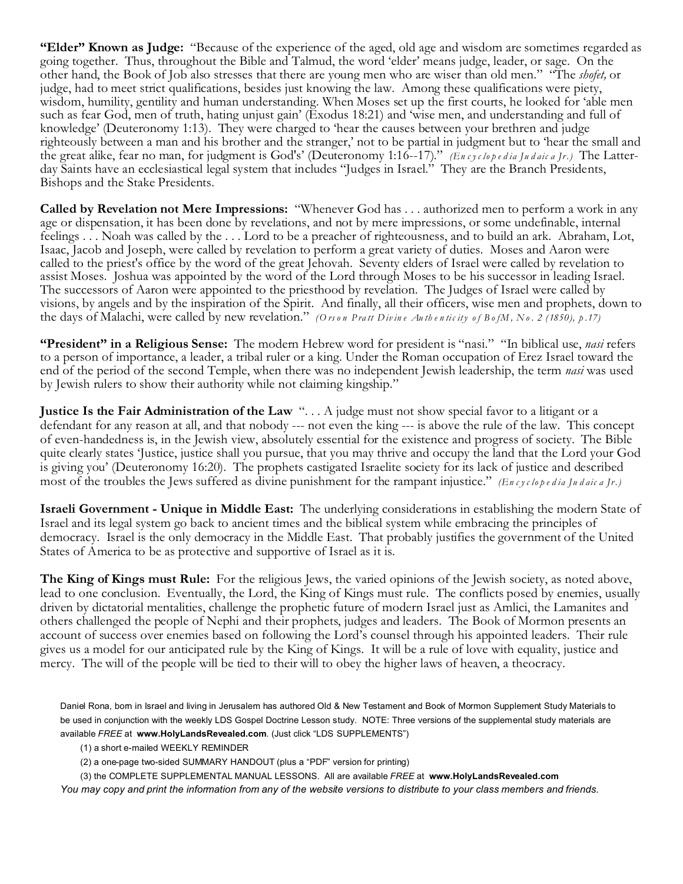**"Elder" Known as Judge:** "Because of the experience of the aged, old age and wisdom are sometimes regarded as going together. Thus, throughout the Bible and Talmud, the word 'elder' means judge, leader, or sage. On the other hand, the Book of Job also stresses that there are young men who are wiser than old men." "The *shofet,* or judge, had to meet strict qualifications, besides just knowing the law. Among these qualifications were piety, wisdom, humility, gentility and human understanding. When Moses set up the first courts, he looked for 'able men such as fear God, men of truth, hating unjust gain' (Exodus 18:21) and 'wise men, and understanding and full of knowledge' (Deuteronomy 1:13). They were charged to 'hear the causes between your brethren and judge righteously between a man and his brother and the stranger,' not to be partial in judgment but to 'hear the small and the great alike, fear no man, for judgment is God's' (Deuteronomy 1:16--17)." *(Encyclopedia Judaica Jr.)* The Latter-day Saints have an ecclesiastical legal system that includes "Judges in Israel." They are the Branch Presidents, Bishops and the Stake Presidents.

**Called by Revelation not Mere Impressions:** "Whenever God has . . . authorized men to perform a work in any age or dispensation, it has been done by revelations, and not by mere impressions, or some undefinable, internal feelings . . . Noah was called by the . . . Lord to be a preacher of righteousness, and to build an ark. Abraham, Lot, Isaac, Jacob and Joseph, were called by revelation to perform a great variety of duties. Moses and Aaron were called to the priest's office by the word of the great Jehovah. Seventy elders of Israel were called by revelation to assist Moses. Joshua was appointed by the word of the Lord through Moses to be his successor in leading Israel. The successors of Aaron were appointed to the priesthood by revelation. The Judges of Israel were called by visions, by angels and by the inspiration of the Spirit. And finally, all their officers, wise men and prophets, down to the days of Malachi, were called by new revelation." *(Orson Pratt Divine Authenticity of BofM, No. 2 (1850), p.17)*

**"President" in a Religious Sense:** The modern Hebrew word for president is "nasi." "In biblical use, *nasi* refers to a person of importance, a leader, a tribal ruler or a king. Under the Roman occupation of Erez Israel toward the end of the period of the second Temple, when there was no independent Jewish leadership, the term *nasi* was used by Jewish rulers to show their authority while not claiming kingship."

**Justice Is the Fair Administration of the Law** ". . . A judge must not show special favor to a litigant or a defendant for any reason at all, and that nobody --- not even the king --- is above the rule of the law. This concept of even-handedness is, in the Jewish view, absolutely essential for the existence and progress of society. The Bible quite clearly states 'Justice, justice shall you pursue, that you may thrive and occupy the land that the Lord your God is giving you' (Deuteronomy 16:20). The prophets castigated Israelite society for its lack of justice and described most of the troubles the Jews suffered as divine punishment for the rampant injustice." *(Encyclopedia Judaica Jr.)*

**Israeli Government - Unique in Middle East:** The underlying considerations in establishing the modern State of Israel and its legal system go back to ancient times and the biblical system while embracing the principles of democracy. Israel is the only democracy in the Middle East. That probably justifies the government of the United States of America to be as protective and supportive of Israel as it is.

**The King of Kings must Rule:** For the religious Jews, the varied opinions of the Jewish society, as noted above, lead to one conclusion. Eventually, the Lord, the King of Kings must rule. The conflicts posed by enemies, usually driven by dictatorial mentalities, challenge the prophetic future of modern Israel just as Amlici, the Lamanites and others challenged the people of Nephi and their prophets, judges and leaders. The Book of Mormon presents an account of success over enemies based on following the Lord's counsel through his appointed leaders. Their rule gives us a model for our anticipated rule by the King of Kings. It will be a rule of love with equality, justice and mercy. The will of the people will be tied to their will to obey the higher laws of heaven, a theocracy.

Daniel Rona, born in Israel and living in Jerusalem has authored Old & New Testament and Book of Mormon Supplement Study Materials to be used in conjunction with the weekly LDS Gospel Doctrine Lesson study. NOTE: Three versions of the supplemental study materials are available *FREE* at **www.HolyLandsRevealed.com**. (Just click "LDS SUPPLEMENTS")

(1) a short e-mailed WEEKLY REMINDER

(2) a one-page two-sided SUMMARY HANDOUT (plus a "PDF" version for printing)

(3) the COMPLETE SUPPLEMENTAL MANUAL LESSONS. All are available *FREE* at **www.HolyLandsRevealed.com**

*You may copy and print the information from any of the website versions to distribute to your class members and friends.*